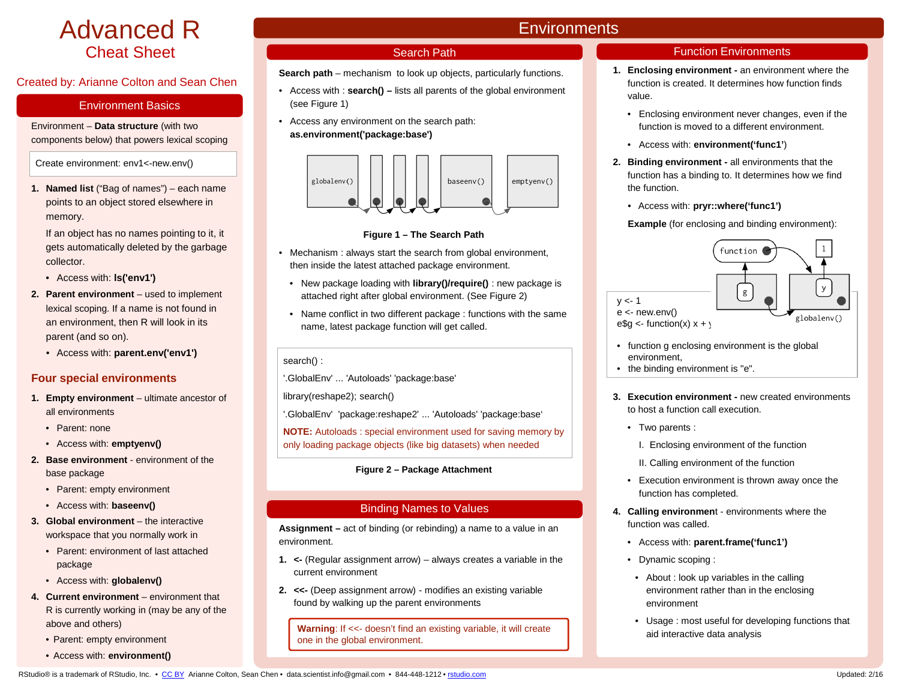# Advanced R

## Cheat Sheet

Created by: Arianne Colton and Sean Chen

## Environments

### Environment Basics

Environment – **Data structure** (with two components below) that powers lexical scoping

Create environment: env1<-new.env()

1. **Named list** ("Bag of names") – each name points to an object stored elsewhere in memory.

   If an object has no names pointing to it, it gets automatically deleted by the garbage collector.

   - Access with: **ls('env1')**

2. **Parent environment** – used to implement lexical scoping. If a name is not found in an environment, then R will look in its parent (and so on).

   - Access with: **parent.env('env1')**

### Four special environments

1. **Empty environment** – ultimate ancestor of all environments
   - Parent: none
   - Access with: **emptyenv()**
2. **Base environment** - environment of the base package
   - Parent: empty environment
   - Access with: **baseenv()**
3. **Global environment** – the interactive workspace that you normally work in
   - Parent: environment of last attached package
   - Access with: **globalenv()**
4. **Current environment** – environment that R is currently working in (may be any of the above and others)
   - Parent: empty environment
   - Access with: **environment()**

### Search Path

**Search path** – mechanism to look up objects, particularly functions.

- Access with : **search() –** lists all parents of the global environment (see Figure 1)
- Access any environment on the search path: **as.environment('package:base')**

globalenv() → ... → baseenv() → emptyenv()

**Figure 1 – The Search Path**

- Mechanism : always start the search from global environment, then inside the latest attached package environment.
  - New package loading with **library()/require()** : new package is attached right after global environment. (See Figure 2)
  - Name conflict in two different package : functions with the same name, latest package function will get called.

```
search() :
'.GlobalEnv' ... 'Autoloads' 'package:base'
library(reshape2); search()
'.GlobalEnv' 'package:reshape2' ... 'Autoloads' 'package:base'
```

**NOTE:** Autoloads : special environment used for saving memory by only loading package objects (like big datasets) when needed

**Figure 2 – Package Attachment**

### Binding Names to Values

**Assignment –** act of binding (or rebinding) a name to a value in an environment.

1. **<-** (Regular assignment arrow) – always creates a variable in the current environment
2. **<<-** (Deep assignment arrow) - modifies an existing variable found by walking up the parent environments

**Warning**: If <<- doesn't find an existing variable, it will create one in the global environment.

### Function Environments

1. **Enclosing environment -** an environment where the function is created. It determines how function finds value.
   - Enclosing environment never changes, even if the function is moved to a different environment.
   - Access with: **environment('func1')**
2. **Binding environment -** all environments that the function has a binding to. It determines how we find the function.
   - Access with: **pryr::where('func1')**

   **Example** (for enclosing and binding environment):

   ```
   y <- 1
   e <- new.env()
   e$g <- function(x) x + y
   ```

   - function g enclosing environment is the global environment,
   - the binding environment is "e".
3. **Execution environment -** new created environments to host a function call execution.
   - Two parents :

     I. Enclosing environment of the function

     II. Calling environment of the function
   - Execution environment is thrown away once the function has completed.
4. **Calling environment** - environments where the function was called.
   - Access with: **parent.frame('func1')**
   - Dynamic scoping :
     - About : look up variables in the calling environment rather than in the enclosing environment
     - Usage : most useful for developing functions that aid interactive data analysis

RStudio® is a trademark of RStudio, Inc. • CC BY Arianne Colton, Sean Chen • data.scientist.info@gmail.com • 844-448-1212 • rstudio.com Updated: 2/16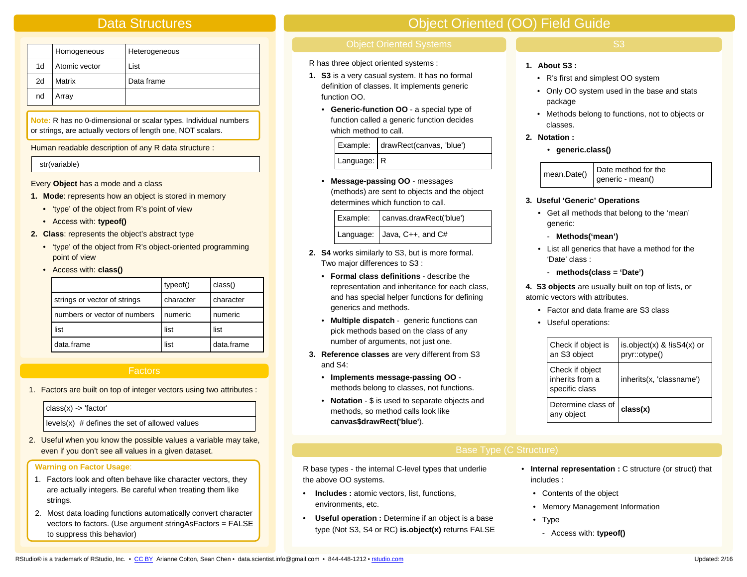# Data Structures

| | Homogeneous | Heterogeneous |
|---|---|---|
| 1d | Atomic vector | List |
| 2d | Matrix | Data frame |
| nd | Array | |

**Note:** R has no 0-dimensional or scalar types. Individual numbers or strings, are actually vectors of length one, NOT scalars.

Human readable description of any R data structure :

```
str(variable)
```

Every **Object** has a mode and a class

1. **Mode**: represents how an object is stored in memory
   - 'type' of the object from R's point of view
   - Access with: **typeof()**
2. **Class**: represents the object's abstract type
   - 'type' of the object from R's object-oriented programming point of view
   - Access with: **class()**

| | typeof() | class() |
|---|---|---|
| strings or vector of strings | character | character |
| numbers or vector of numbers | numeric | numeric |
| list | list | list |
| data.frame | list | data.frame |

## Factors

1. Factors are built on top of integer vectors using two attributes :

```
class(x) -> 'factor'
levels(x)  # defines the set of allowed values
```

2. Useful when you know the possible values a variable may take, even if you don't see all values in a given dataset.

**Warning on Factor Usage**:

1. Factors look and often behave like character vectors, they are actually integers. Be careful when treating them like strings.
2. Most data loading functions automatically convert character vectors to factors. (Use argument stringAsFactors = FALSE to suppress this behavior)

# Object Oriented (OO) Field Guide

## Object Oriented Systems

R has three object oriented systems :

1. **S3** is a very casual system. It has no formal definition of classes. It implements generic function OO.
   - **Generic-function OO** - a special type of function called a generic function decides which method to call.

| Example: | drawRect(canvas, 'blue') |
|---|---|
| Language: | R |

   - **Message-passing OO** - messages (methods) are sent to objects and the object determines which function to call.

| Example: | canvas.drawRect('blue') |
|---|---|
| Language: | Java, C++, and C# |

2. **S4** works similarly to S3, but is more formal. Two major differences to S3 :
   - **Formal class definitions** - describe the representation and inheritance for each class, and has special helper functions for defining generics and methods.
   - **Multiple dispatch** - generic functions can pick methods based on the class of any number of arguments, not just one.
3. **Reference classes** are very different from S3 and S4:
   - **Implements message-passing OO** - methods belong to classes, not functions.
   - **Notation** - $ is used to separate objects and methods, so method calls look like **canvas$drawRect('blue')**.

## S3

1. **About S3 :**
   - R's first and simplest OO system
   - Only OO system used in the base and stats package
   - Methods belong to functions, not to objects or classes.
2. **Notation :**
   - **generic.class()**

| mean.Date() | Date method for the generic - mean() |
|---|---|

3. **Useful 'Generic' Operations**
   - Get all methods that belong to the 'mean' generic:
     - **Methods('mean')**
   - List all generics that have a method for the 'Date' class :
     - **methods(class = 'Date')**
4. **S3 objects** are usually built on top of lists, or atomic vectors with attributes.
   - Factor and data frame are S3 class
   - Useful operations:

| Check if object is an S3 object | is.object(x) & !isS4(x) or pryr::otype() |
|---|---|
| Check if object inherits from a specific class | inherits(x, 'classname') |
| Determine class of any object | **class(x)** |

## Base Type (C Structure)

R base types - the internal C-level types that underlie the above OO systems.

- **Includes :** atomic vectors, list, functions, environments, etc.
- **Useful operation :** Determine if an object is a base type (Not S3, S4 or RC) **is.object(x)** returns FALSE
- **Internal representation :** C structure (or struct) that includes :
  - Contents of the object
  - Memory Management Information
  - Type
    - Access with: **typeof()**

RStudio® is a trademark of RStudio, Inc. • CC BY Arianne Colton, Sean Chen • data.scientist.info@gmail.com • 844-448-1212 • rstudio.com Updated: 2/16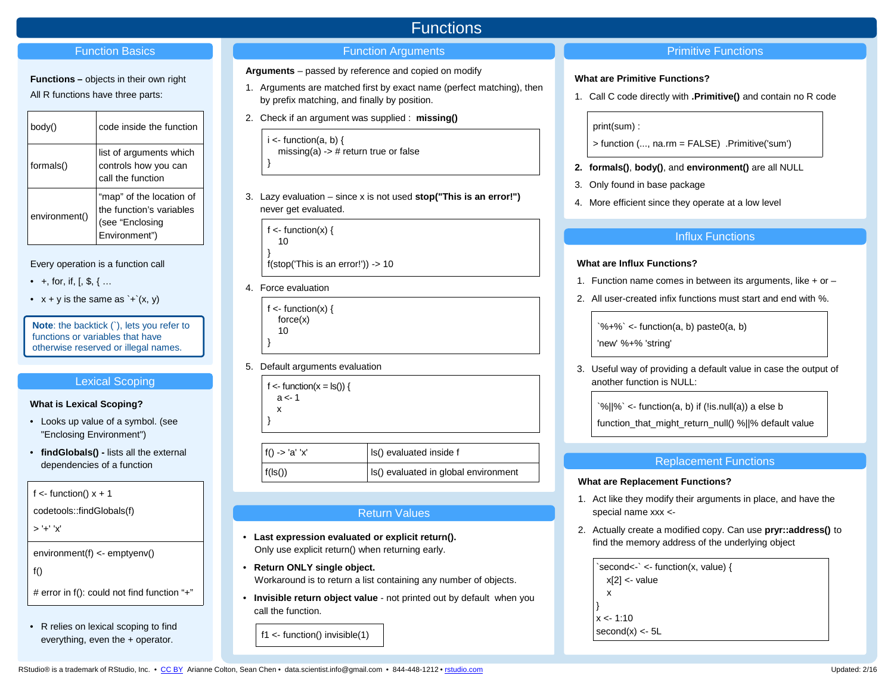# Functions

## Function Basics

**Functions –** objects in their own right

All R functions have three parts:

| | |
|---|---|
| body() | code inside the function |
| formals() | list of arguments which controls how you can call the function |
| environment() | "map" of the location of the function's variables (see "Enclosing Environment") |

Every operation is a function call

- +, for, if, [, $, { …
- x + y is the same as `+`(x, y)

**Note**: the backtick (`), lets you refer to functions or variables that have otherwise reserved or illegal names.

## Lexical Scoping

**What is Lexical Scoping?**

- Looks up value of a symbol. (see "Enclosing Environment")
- **findGlobals() -** lists all the external dependencies of a function

```
f <- function() x + 1
codetools::findGlobals(f)
> '+' 'x'
```

```
environment(f) <- emptyenv()
f()
# error in f(): could not find function "+"
```

- R relies on lexical scoping to find everything, even the + operator.

## Function Arguments

**Arguments** – passed by reference and copied on modify

1. Arguments are matched first by exact name (perfect matching), then by prefix matching, and finally by position.
2. Check if an argument was supplied : **missing()**

```
i <- function(a, b) {
  missing(a) -> # return true or false
}
```

3. Lazy evaluation – since x is not used **stop("This is an error!")** never get evaluated.

```
f <- function(x) {
  10
}
f(stop('This is an error!')) -> 10
```

4. Force evaluation

```
f <- function(x) {
  force(x)
  10
}
```

5. Default arguments evaluation

```
f <- function(x = ls()) {
  a <- 1
  x
}
```

| | |
|---|---|
| f() -> 'a' 'x' | ls() evaluated inside f |
| f(ls()) | ls() evaluated in global environment |

## Return Values

- **Last expression evaluated or explicit return().** Only use explicit return() when returning early.
- **Return ONLY single object.** Workaround is to return a list containing any number of objects.
- **Invisible return object value** - not printed out by default when you call the function.

```
f1 <- function() invisible(1)
```

## Primitive Functions

**What are Primitive Functions?**

1. Call C code directly with **.Primitive()** and contain no R code

```
print(sum) :
> function (..., na.rm = FALSE)  .Primitive('sum')
```

2. **formals()**, **body()**, and **environment()** are all NULL
3. Only found in base package
4. More efficient since they operate at a low level

## Influx Functions

**What are Influx Functions?**

1. Function name comes in between its arguments, like + or –
2. All user-created infix functions must start and end with %.

```
`%+%` <- function(a, b) paste0(a, b)
'new' %+% 'string'
```

3. Useful way of providing a default value in case the output of another function is NULL:

```
`%||%` <- function(a, b) if (!is.null(a)) a else b
function_that_might_return_null() %||% default value
```

## Replacement Functions

**What are Replacement Functions?**

1. Act like they modify their arguments in place, and have the special name xxx <-
2. Actually create a modified copy. Can use **pryr::address()** to find the memory address of the underlying object

```
`second<-` <- function(x, value) {
  x[2] <- value
  x
}
x <- 1:10
second(x) <- 5L
```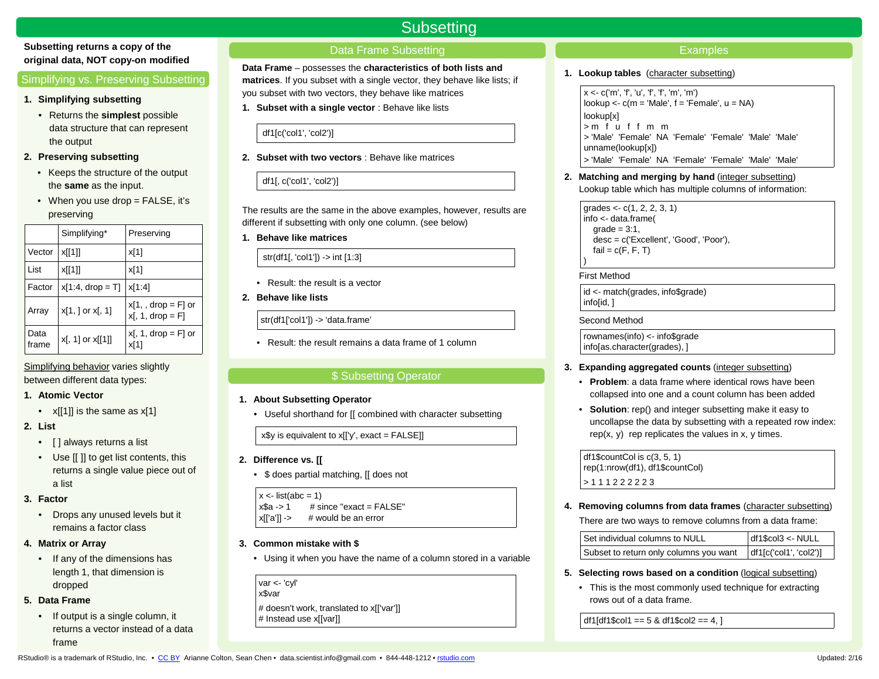// Subsetting

**Subsetting returns a copy of the original data, NOT copy-on modified**

## Simplifying vs. Preserving Subsetting

1. **Simplifying subsetting**
   - Returns the **simplest** possible data structure that can represent the output
2. **Preserving subsetting**
   - Keeps the structure of the output the **same** as the input.
   - When you use drop = FALSE, it's preserving

| | Simplifying* | Preserving |
|---|---|---|
| Vector | x[[1]] | x[1] |
| List | x[[1]] | x[1] |
| Factor | x[1:4, drop = T] | x[1:4] |
| Array | x[1, ] or x[, 1] | x[1, , drop = F] or x[, 1, drop = F] |
| Data frame | x[, 1] or x[[1]] | x[, 1, drop = F] or x[1] |

Simplifying behavior varies slightly between different data types:

1. **Atomic Vector**
   - x[[1]] is the same as x[1]
2. **List**
   - [ ] always returns a list
   - Use [[ ]] to get list contents, this returns a single value piece out of a list
3. **Factor**
   - Drops any unused levels but it remains a factor class
4. **Matrix or Array**
   - If any of the dimensions has length 1, that dimension is dropped
5. **Data Frame**
   - If output is a single column, it returns a vector instead of a data frame

## Data Frame Subsetting

**Data Frame** – possesses the **characteristics of both lists and matrices**. If you subset with a single vector, they behave like lists; if you subset with two vectors, they behave like matrices

1. **Subset with a single vector** : Behave like lists

```
df1[c('col1', 'col2')]
```

2. **Subset with two vectors** : Behave like matrices

```
df1[, c('col1', 'col2')]
```

The results are the same in the above examples, however, results are different if subsetting with only one column. (see below)

1. **Behave like matrices**

```
str(df1[, 'col1']) -> int [1:3]
```

   - Result: the result is a vector

2. **Behave like lists**

```
str(df1['col1']) -> 'data.frame'
```

   - Result: the result remains a data frame of 1 column

## $ Subsetting Operator

1. **About Subsetting Operator**
   - Useful shorthand for [[ combined with character subsetting

```
x$y is equivalent to x[['y', exact = FALSE]]
```

2. **Difference vs. [[**
   - $ does partial matching, [[ does not

```
x <- list(abc = 1)
x$a -> 1        # since "exact = FALSE"
x[['a']] ->     # would be an error
```

3. **Common mistake with $**
   - Using it when you have the name of a column stored in a variable

```
var <- 'cyl'
x$var
# doesn't work, translated to x[['var']]
# Instead use x[[var]]
```

## Examples

1. **Lookup tables** (character subsetting)

```
x <- c('m', 'f', 'u', 'f', 'f', 'm', 'm')
lookup <- c(m = 'Male', f = 'Female', u = NA)
lookup[x]
> m  f  u  f  f  m  m
> 'Male'  'Female'  NA  'Female'  'Female'  'Male'  'Male'
unname(lookup[x])
> 'Male'  'Female'  NA  'Female'  'Female'  'Male'  'Male'
```

2. **Matching and merging by hand** (integer subsetting)
   Lookup table which has multiple columns of information:

```
grades <- c(1, 2, 2, 3, 1)
info <- data.frame(
   grade = 3:1,
   desc = c('Excellent', 'Good', 'Poor'),
   fail = c(F, F, T)
)
```

First Method

```
id <- match(grades, info$grade)
info[id, ]
```

Second Method

```
rownames(info) <- info$grade
info[as.character(grades), ]
```

3. **Expanding aggregated counts** (integer subsetting)
   - **Problem**: a data frame where identical rows have been collapsed into one and a count column has been added
   - **Solution**: rep() and integer subsetting make it easy to uncollapse the data by subsetting with a repeated row index: rep(x, y) rep replicates the values in x, y times.

```
df1$countCol is c(3, 5, 1)
rep(1:nrow(df1), df1$countCol)
> 1 1 1 2 2 2 2 2 3
```

4. **Removing columns from data frames** (character subsetting)
   There are two ways to remove columns from a data frame:

| Set individual columns to NULL | df1$col3 <- NULL |
|---|---|
| Subset to return only columns you want | df1[c('col1', 'col2')] |

5. **Selecting rows based on a condition** (logical subsetting)
   - This is the most commonly used technique for extracting rows out of a data frame.

```
df1[df1$col1 == 5 & df1$col2 == 4, ]
```

RStudio® is a trademark of RStudio, Inc. • CC BY Arianne Colton, Sean Chen • data.scientist.info@gmail.com • 844-448-1212 • rstudio.com     Updated: 2/16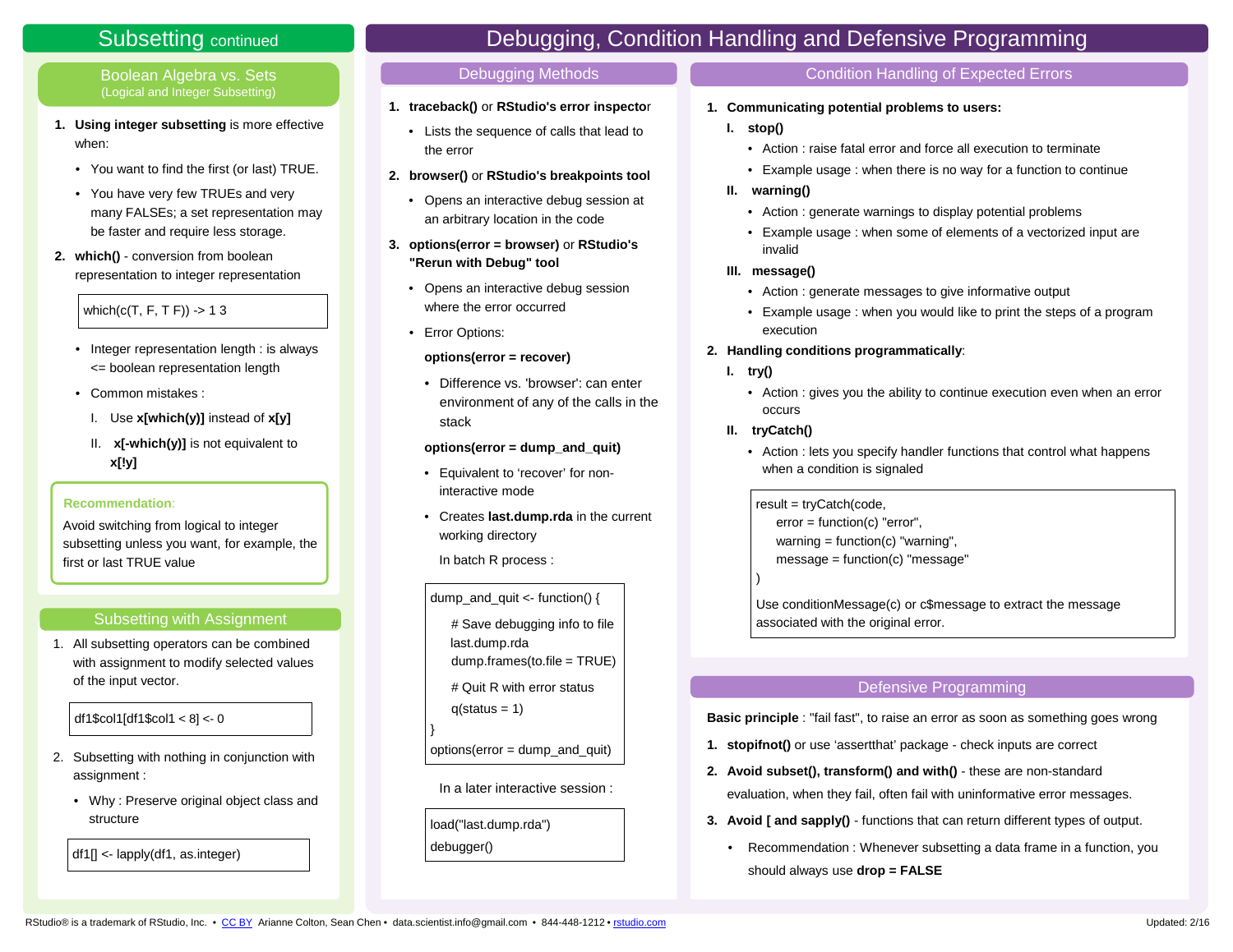# Subsetting continued

## Boolean Algebra vs. Sets
(Logical and Integer Subsetting)

1. **Using integer subsetting** is more effective when:
   - You want to find the first (or last) TRUE.
   - You have very few TRUEs and very many FALSEs; a set representation may be faster and require less storage.
2. **which()** - conversion from boolean representation to integer representation

```
which(c(T, F, T F)) -> 1 3
```

- Integer representation length : is always <= boolean representation length
- Common mistakes :
  - I. Use **x[which(y)]** instead of **x[y]**
  - II. **x[-which(y)]** is not equivalent to **x[!y]**

**Recommendation**:
Avoid switching from logical to integer subsetting unless you want, for example, the first or last TRUE value

## Subsetting with Assignment

1. All subsetting operators can be combined with assignment to modify selected values of the input vector.

```
df1$col1[df1$col1 < 8] <- 0
```

2. Subsetting with nothing in conjunction with assignment :
   - Why : Preserve original object class and structure

```
df1[] <- lapply(df1, as.integer)
```

# Debugging, Condition Handling and Defensive Programming

## Debugging Methods

1. **traceback()** or **RStudio's error inspector**
   - Lists the sequence of calls that lead to the error
2. **browser()** or **RStudio's breakpoints tool**
   - Opens an interactive debug session at an arbitrary location in the code
3. **options(error = browser)** or **RStudio's "Rerun with Debug" tool**
   - Opens an interactive debug session where the error occurred
   - Error Options:

   **options(error = recover)**

   - Difference vs. 'browser': can enter environment of any of the calls in the stack

   **options(error = dump_and_quit)**

   - Equivalent to 'recover' for non-interactive mode
   - Creates **last.dump.rda** in the current working directory

   In batch R process :

```
dump_and_quit <- function() {
    # Save debugging info to file last.dump.rda
    dump.frames(to.file = TRUE)
    # Quit R with error status
    q(status = 1)
}
options(error = dump_and_quit)
```

   In a later interactive session :

```
load("last.dump.rda")
debugger()
```

## Condition Handling of Expected Errors

1. **Communicating potential problems to users:**
   - I. **stop()**
     - Action : raise fatal error and force all execution to terminate
     - Example usage : when there is no way for a function to continue
   - II. **warning()**
     - Action : generate warnings to display potential problems
     - Example usage : when some of elements of a vectorized input are invalid
   - III. **message()**
     - Action : generate messages to give informative output
     - Example usage : when you would like to print the steps of a program execution
2. **Handling conditions programmatically**:
   - I. **try()**
     - Action : gives you the ability to continue execution even when an error occurs
   - II. **tryCatch()**
     - Action : lets you specify handler functions that control what happens when a condition is signaled

```
result = tryCatch(code,
    error = function(c) "error",
    warning = function(c) "warning",
    message = function(c) "message"
)
```

Use conditionMessage(c) or c$message to extract the message associated with the original error.

## Defensive Programming

**Basic principle** : "fail fast", to raise an error as soon as something goes wrong

1. **stopifnot()** or use 'assertthat' package - check inputs are correct
2. **Avoid subset(), transform() and with()** - these are non-standard evaluation, when they fail, often fail with uninformative error messages.
3. **Avoid [ and sapply()** - functions that can return different types of output.
   - Recommendation : Whenever subsetting a data frame in a function, you should always use **drop = FALSE**

RStudio® is a trademark of RStudio, Inc. • CC BY Arianne Colton, Sean Chen • data.scientist.info@gmail.com • 844-448-1212 • rstudio.com Updated: 2/16